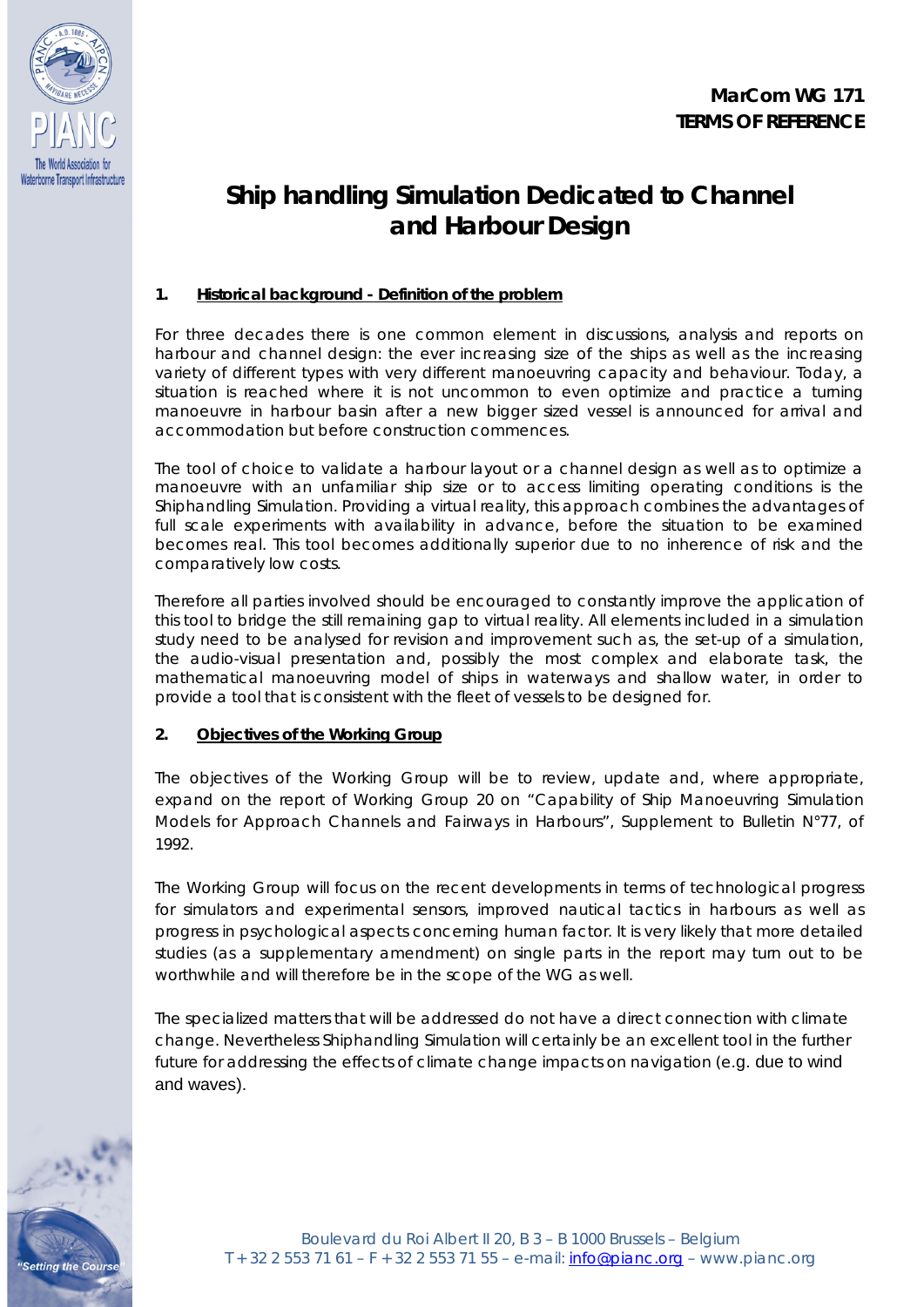**MarCom WG 171**
**TERMS OF REFERENCE**

# Ship handling Simulation Dedicated to Channel and Harbour Design

## 1. Historical background - Definition of the problem

For three decades there is one common element in discussions, analysis and reports on harbour and channel design: the ever increasing size of the ships as well as the increasing variety of different types with very different manoeuvring capacity and behaviour. Today, a situation is reached where it is not uncommon to even optimize and practice a turning manoeuvre in harbour basin after a new bigger sized vessel is announced for arrival and accommodation but before construction commences.

The tool of choice to validate a harbour layout or a channel design as well as to optimize a manoeuvre with an unfamiliar ship size or to access limiting operating conditions is the Shiphandling Simulation. Providing a virtual reality, this approach combines the advantages of full scale experiments with availability in advance, before the situation to be examined becomes real. This tool becomes additionally superior due to no inherence of risk and the comparatively low costs.

Therefore all parties involved should be encouraged to constantly improve the application of this tool to bridge the still remaining gap to virtual reality. All elements included in a simulation study need to be analysed for revision and improvement such as, the set-up of a simulation, the audio-visual presentation and, possibly the most complex and elaborate task, the mathematical manoeuvring model of ships in waterways and shallow water, in order to provide a tool that is consistent with the fleet of vessels to be designed for.

## 2. Objectives of the Working Group

The objectives of the Working Group will be to review, update and, where appropriate, expand on the report of Working Group 20 on "Capability of Ship Manoeuvring Simulation Models for Approach Channels and Fairways in Harbours", Supplement to Bulletin N°77, of 1992.

The Working Group will focus on the recent developments in terms of technological progress for simulators and experimental sensors, improved nautical tactics in harbours as well as progress in psychological aspects concerning human factor. It is very likely that more detailed studies (as a supplementary amendment) on single parts in the report may turn out to be worthwhile and will therefore be in the scope of the WG as well.

The specialized matters that will be addressed do not have a direct connection with climate change. Nevertheless Shiphandling Simulation will certainly be an excellent tool in the further future for addressing the effects of climate change impacts on navigation (e.g. due to wind and waves).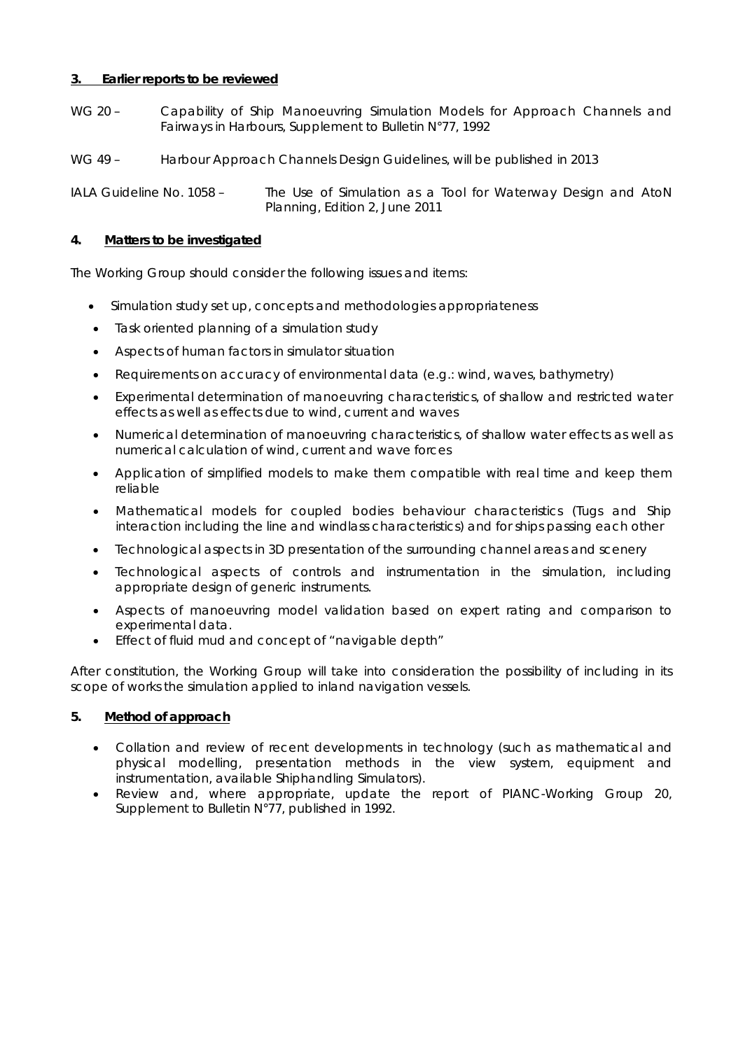## 3. Earlier reports to be reviewed

WG 20 – Capability of Ship Manoeuvring Simulation Models for Approach Channels and Fairways in Harbours, Supplement to Bulletin N°77, 1992

WG 49 – Harbour Approach Channels Design Guidelines, will be published in 2013

IALA Guideline No. 1058 – The Use of Simulation as a Tool for Waterway Design and AtoN Planning, Edition 2, June 2011

## 4. Matters to be investigated

The Working Group should consider the following issues and items:

- Simulation study set up, concepts and methodologies appropriateness
- Task oriented planning of a simulation study
- Aspects of human factors in simulator situation
- Requirements on accuracy of environmental data (e.g.: wind, waves, bathymetry)
- Experimental determination of manoeuvring characteristics, of shallow and restricted water effects as well as effects due to wind, current and waves
- Numerical determination of manoeuvring characteristics, of shallow water effects as well as numerical calculation of wind, current and wave forces
- Application of simplified models to make them compatible with real time and keep them reliable
- Mathematical models for coupled bodies behaviour characteristics (Tugs and Ship interaction including the line and windlass characteristics) and for ships passing each other
- Technological aspects in 3D presentation of the surrounding channel areas and scenery
- Technological aspects of controls and instrumentation in the simulation, including appropriate design of generic instruments.
- Aspects of manoeuvring model validation based on expert rating and comparison to experimental data.
- Effect of fluid mud and concept of "navigable depth"

After constitution, the Working Group will take into consideration the possibility of including in its scope of works the simulation applied to inland navigation vessels.

## 5. Method of approach

- Collation and review of recent developments in technology (such as mathematical and physical modelling, presentation methods in the view system, equipment and instrumentation, available Shiphandling Simulators).
- Review and, where appropriate, update the report of PIANC-Working Group 20, Supplement to Bulletin N°77, published in 1992.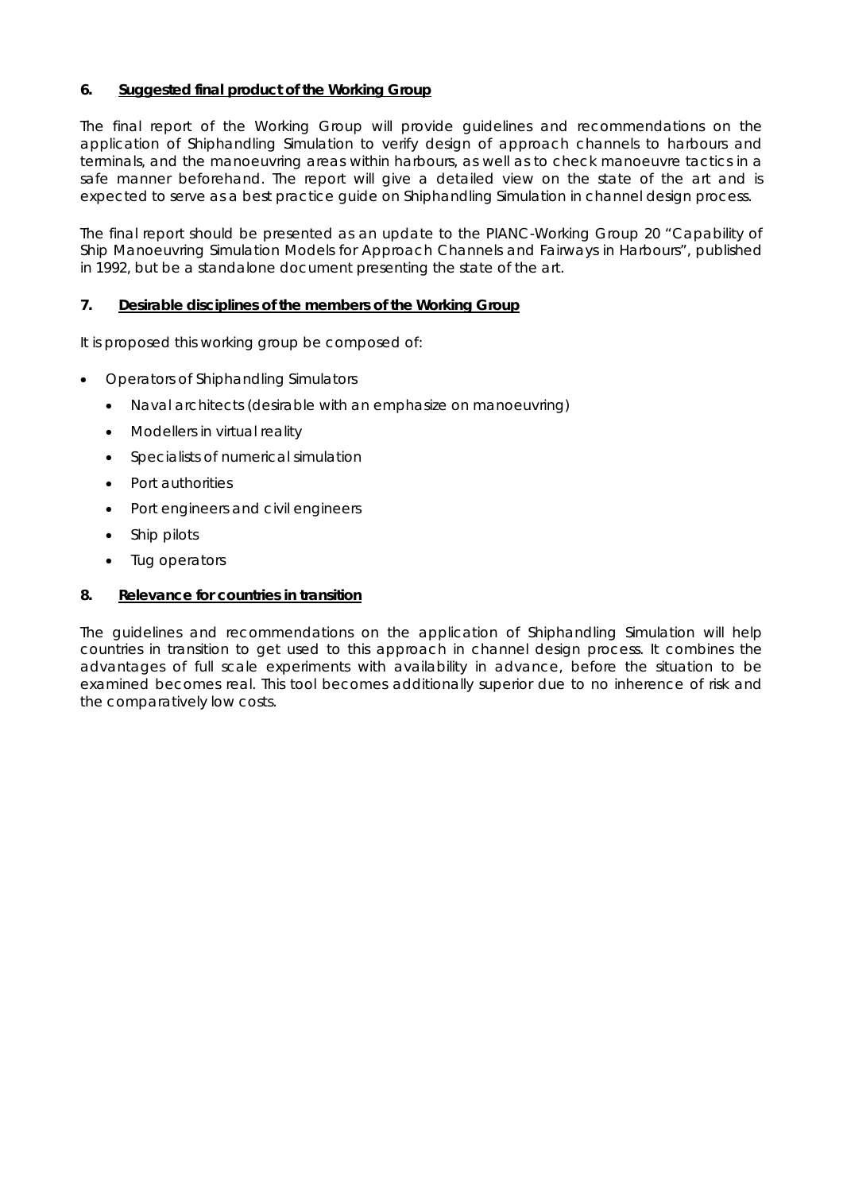## 6. Suggested final product of the Working Group

The final report of the Working Group will provide guidelines and recommendations on the application of Shiphandling Simulation to verify design of approach channels to harbours and terminals, and the manoeuvring areas within harbours, as well as to check manoeuvre tactics in a safe manner beforehand. The report will give a detailed view on the state of the art and is expected to serve as a best practice guide on Shiphandling Simulation in channel design process.

The final report should be presented as an update to the PIANC-Working Group 20 "Capability of Ship Manoeuvring Simulation Models for Approach Channels and Fairways in Harbours", published in 1992, but be a standalone document presenting the state of the art.

## 7. Desirable disciplines of the members of the Working Group

It is proposed this working group be composed of:

- Operators of Shiphandling Simulators
  - Naval architects (desirable with an emphasize on manoeuvring)
  - Modellers in virtual reality
  - Specialists of numerical simulation
  - Port authorities
  - Port engineers and civil engineers
  - Ship pilots
  - Tug operators

## 8. Relevance for countries in transition

The guidelines and recommendations on the application of Shiphandling Simulation will help countries in transition to get used to this approach in channel design process. It combines the advantages of full scale experiments with availability in advance, before the situation to be examined becomes real. This tool becomes additionally superior due to no inherence of risk and the comparatively low costs.